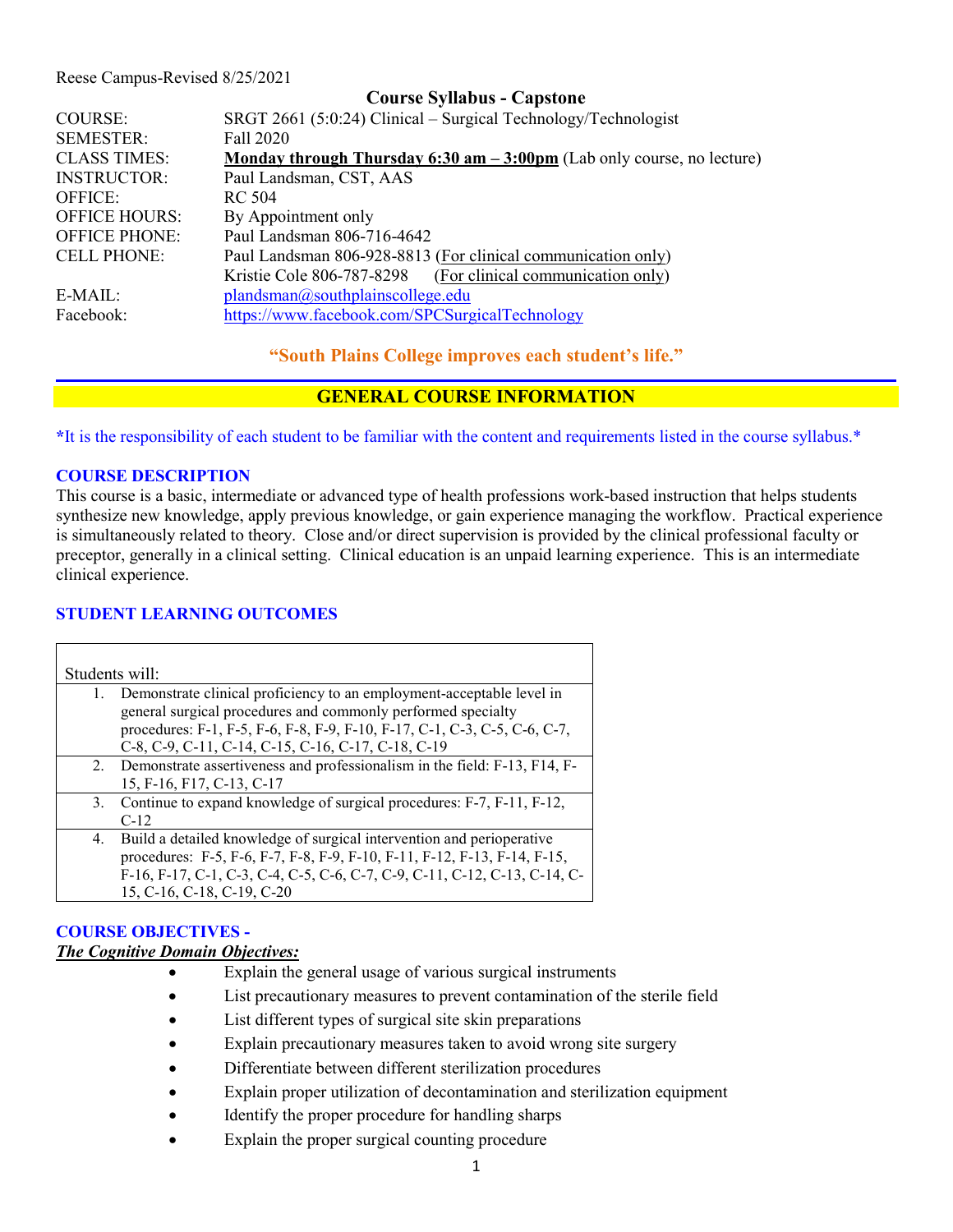Reese Campus-Revised 8/25/2021

# Course Syllabus - Capstone

| | |
|---|---|
| COURSE: | SRGT 2661 (5:0:24) Clinical – Surgical Technology/Technologist |
| SEMESTER: | Fall 2020 |
| CLASS TIMES: | **Monday through Thursday 6:30 am – 3:00pm** (Lab only course, no lecture) |
| INSTRUCTOR: | Paul Landsman, CST, AAS |
| OFFICE: | RC 504 |
| OFFICE HOURS: | By Appointment only |
| OFFICE PHONE: | Paul Landsman 806-716-4642 |
| CELL PHONE: | Paul Landsman 806-928-8813 (For clinical communication only)<br>Kristie Cole 806-787-8298 (For clinical communication only) |
| E-MAIL: | plandsman@southplainscollege.edu |
| Facebook: | https://www.facebook.com/SPCSurgicalTechnology |

**"South Plains College improves each student's life."**

## GENERAL COURSE INFORMATION

*It is the responsibility of each student to be familiar with the content and requirements listed in the course syllabus.*

### COURSE DESCRIPTION

This course is a basic, intermediate or advanced type of health professions work-based instruction that helps students synthesize new knowledge, apply previous knowledge, or gain experience managing the workflow. Practical experience is simultaneously related to theory. Close and/or direct supervision is provided by the clinical professional faculty or preceptor, generally in a clinical setting. Clinical education is an unpaid learning experience. This is an intermediate clinical experience.

### STUDENT LEARNING OUTCOMES

| Students will: |
|---|
| 1. Demonstrate clinical proficiency to an employment-acceptable level in general surgical procedures and commonly performed specialty procedures: F-1, F-5, F-6, F-8, F-9, F-10, F-17, C-1, C-3, C-5, C-6, C-7, C-8, C-9, C-11, C-14, C-15, C-16, C-17, C-18, C-19 |
| 2. Demonstrate assertiveness and professionalism in the field: F-13, F14, F-15, F-16, F17, C-13, C-17 |
| 3. Continue to expand knowledge of surgical procedures: F-7, F-11, F-12, C-12 |
| 4. Build a detailed knowledge of surgical intervention and perioperative procedures: F-5, F-6, F-7, F-8, F-9, F-10, F-11, F-12, F-13, F-14, F-15, F-16, F-17, C-1, C-3, C-4, C-5, C-6, C-7, C-9, C-11, C-12, C-13, C-14, C-15, C-16, C-18, C-19, C-20 |

### COURSE OBJECTIVES -

***The Cognitive Domain Objectives:***

- Explain the general usage of various surgical instruments
- List precautionary measures to prevent contamination of the sterile field
- List different types of surgical site skin preparations
- Explain precautionary measures taken to avoid wrong site surgery
- Differentiate between different sterilization procedures
- Explain proper utilization of decontamination and sterilization equipment
- Identify the proper procedure for handling sharps
- Explain the proper surgical counting procedure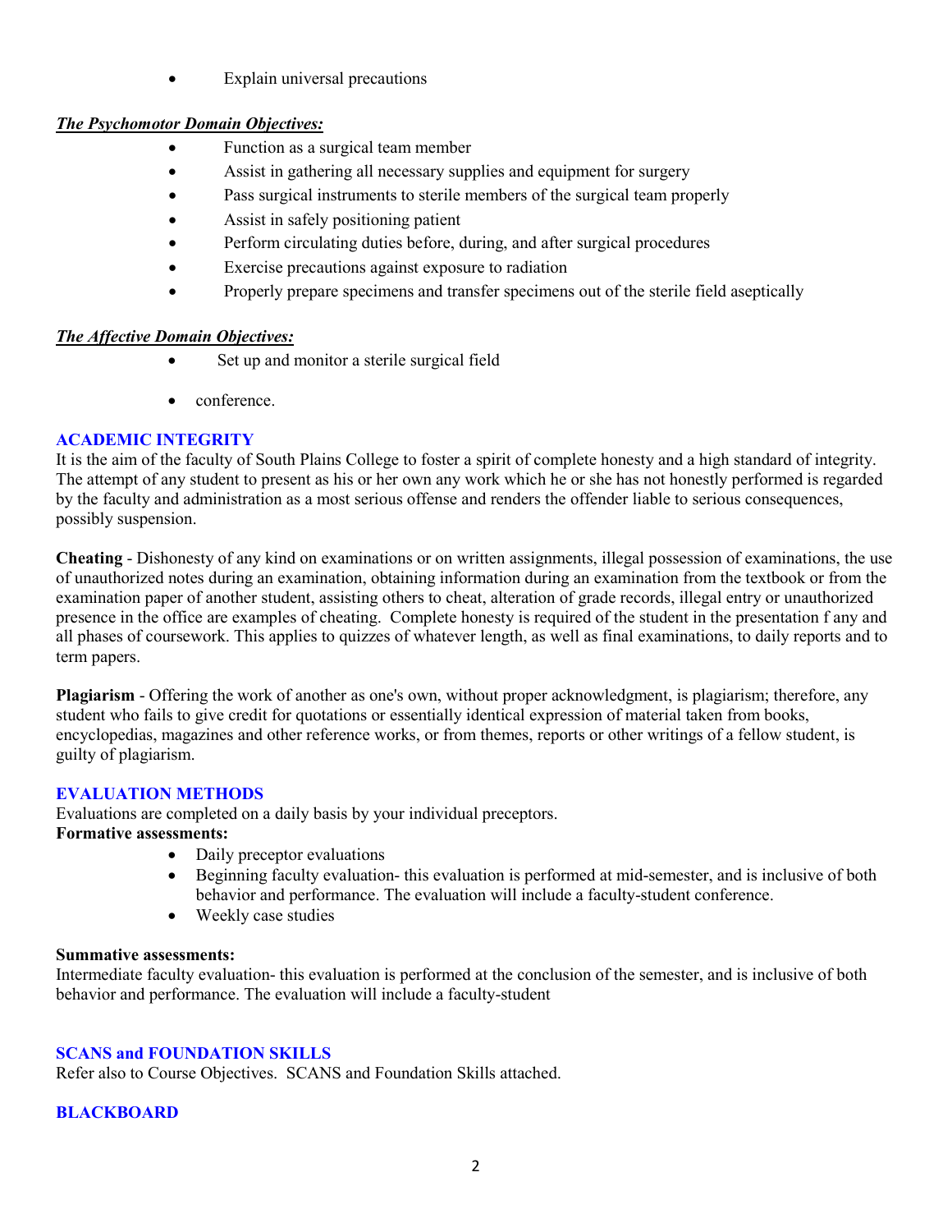- Explain universal precautions

***The Psychomotor Domain Objectives:***

- Function as a surgical team member
- Assist in gathering all necessary supplies and equipment for surgery
- Pass surgical instruments to sterile members of the surgical team properly
- Assist in safely positioning patient
- Perform circulating duties before, during, and after surgical procedures
- Exercise precautions against exposure to radiation
- Properly prepare specimens and transfer specimens out of the sterile field aseptically

***The Affective Domain Objectives:***

- Set up and monitor a sterile surgical field
- conference.

## ACADEMIC INTEGRITY

It is the aim of the faculty of South Plains College to foster a spirit of complete honesty and a high standard of integrity. The attempt of any student to present as his or her own any work which he or she has not honestly performed is regarded by the faculty and administration as a most serious offense and renders the offender liable to serious consequences, possibly suspension.

**Cheating** - Dishonesty of any kind on examinations or on written assignments, illegal possession of examinations, the use of unauthorized notes during an examination, obtaining information during an examination from the textbook or from the examination paper of another student, assisting others to cheat, alteration of grade records, illegal entry or unauthorized presence in the office are examples of cheating. Complete honesty is required of the student in the presentation f any and all phases of coursework. This applies to quizzes of whatever length, as well as final examinations, to daily reports and to term papers.

**Plagiarism** - Offering the work of another as one's own, without proper acknowledgment, is plagiarism; therefore, any student who fails to give credit for quotations or essentially identical expression of material taken from books, encyclopedias, magazines and other reference works, or from themes, reports or other writings of a fellow student, is guilty of plagiarism.

## EVALUATION METHODS

Evaluations are completed on a daily basis by your individual preceptors.

**Formative assessments:**

- Daily preceptor evaluations
- Beginning faculty evaluation- this evaluation is performed at mid-semester, and is inclusive of both behavior and performance. The evaluation will include a faculty-student conference.
- Weekly case studies

**Summative assessments:**

Intermediate faculty evaluation- this evaluation is performed at the conclusion of the semester, and is inclusive of both behavior and performance. The evaluation will include a faculty-student

## SCANS and FOUNDATION SKILLS

Refer also to Course Objectives. SCANS and Foundation Skills attached.

## BLACKBOARD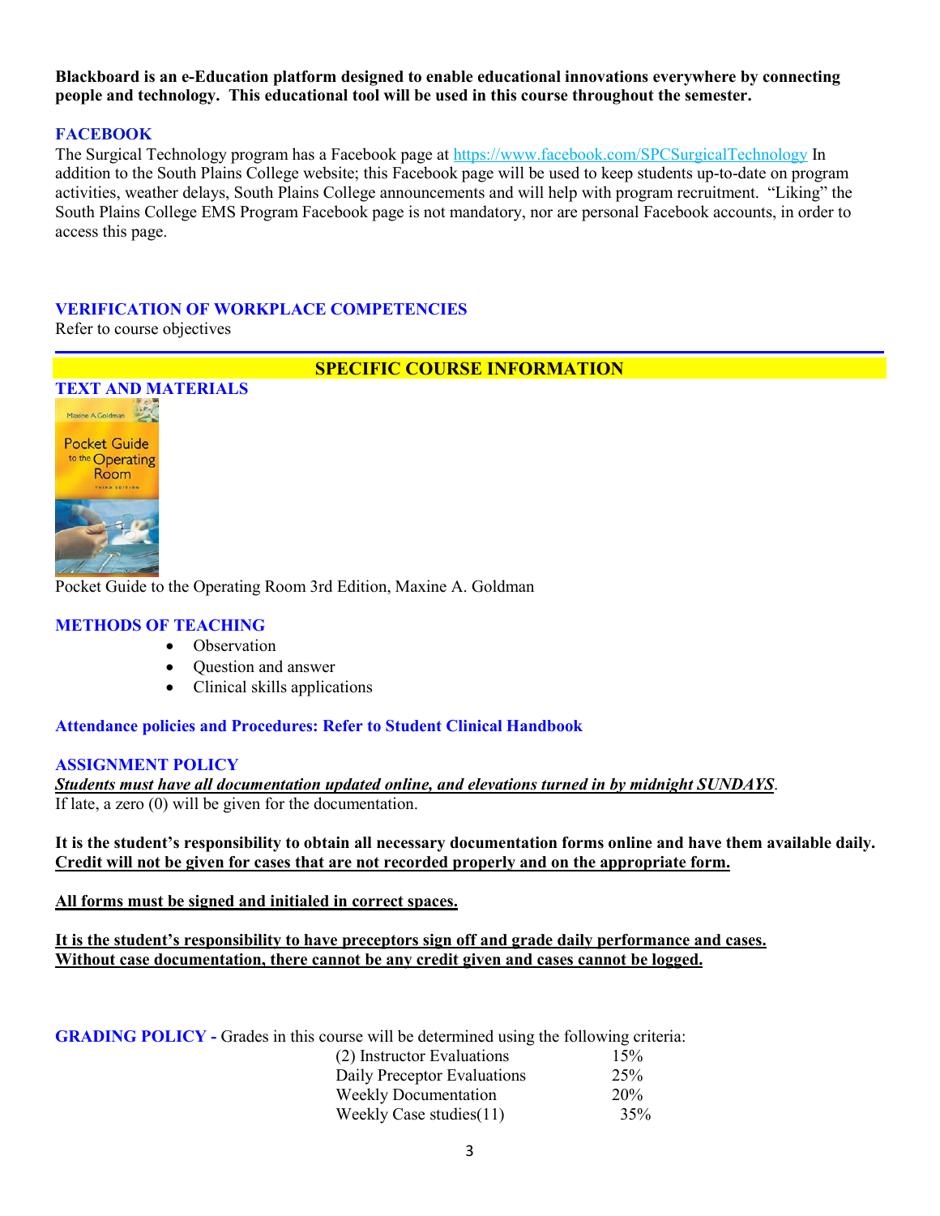**Blackboard is an e-Education platform designed to enable educational innovations everywhere by connecting people and technology. This educational tool will be used in this course throughout the semester.**

## FACEBOOK

The Surgical Technology program has a Facebook page at https://www.facebook.com/SPCSurgicalTechnology In addition to the South Plains College website; this Facebook page will be used to keep students up-to-date on program activities, weather delays, South Plains College announcements and will help with program recruitment. "Liking" the South Plains College EMS Program Facebook page is not mandatory, nor are personal Facebook accounts, in order to access this page.

## VERIFICATION OF WORKPLACE COMPETENCIES

Refer to course objectives

---

# SPECIFIC COURSE INFORMATION

## TEXT AND MATERIALS

Pocket Guide to the Operating Room 3rd Edition, Maxine A. Goldman

## METHODS OF TEACHING

- Observation
- Question and answer
- Clinical skills applications

## Attendance policies and Procedures: Refer to Student Clinical Handbook

## ASSIGNMENT POLICY

***Students must have all documentation updated online, and elevations turned in by midnight SUNDAYS***.
If late, a zero (0) will be given for the documentation.

**It is the student's responsibility to obtain all necessary documentation forms online and have them available daily. Credit will not be given for cases that are not recorded properly and on the appropriate form.**

**All forms must be signed and initialed in correct spaces.**

**It is the student's responsibility to have preceptors sign off and grade daily performance and cases. Without case documentation, there cannot be any credit given and cases cannot be logged.**

**GRADING POLICY -** Grades in this course will be determined using the following criteria:

| Criteria | Weight |
|---|---|
| (2) Instructor Evaluations | 15% |
| Daily Preceptor Evaluations | 25% |
| Weekly Documentation | 20% |
| Weekly Case studies(11) | 35% |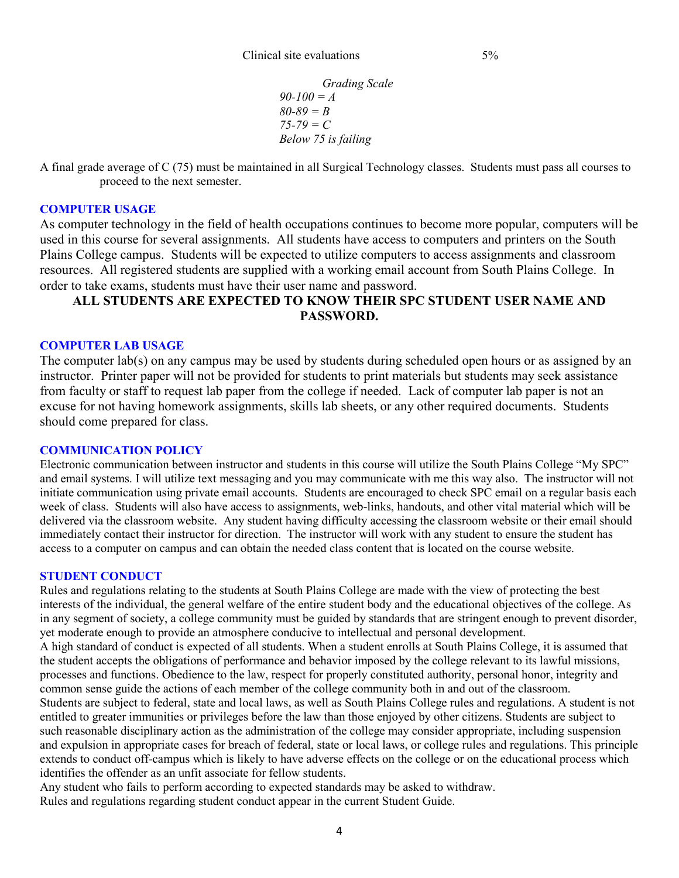Clinical site evaluations 5%

*Grading Scale*
*90-100 = A*
*80-89 = B*
*75-79 = C*
*Below 75 is failing*

A final grade average of C (75) must be maintained in all Surgical Technology classes. Students must pass all courses to proceed to the next semester.

## COMPUTER USAGE

As computer technology in the field of health occupations continues to become more popular, computers will be used in this course for several assignments. All students have access to computers and printers on the South Plains College campus. Students will be expected to utilize computers to access assignments and classroom resources. All registered students are supplied with a working email account from South Plains College. In order to take exams, students must have their user name and password.

**ALL STUDENTS ARE EXPECTED TO KNOW THEIR SPC STUDENT USER NAME AND PASSWORD.**

## COMPUTER LAB USAGE

The computer lab(s) on any campus may be used by students during scheduled open hours or as assigned by an instructor. Printer paper will not be provided for students to print materials but students may seek assistance from faculty or staff to request lab paper from the college if needed. Lack of computer lab paper is not an excuse for not having homework assignments, skills lab sheets, or any other required documents. Students should come prepared for class.

## COMMUNICATION POLICY

Electronic communication between instructor and students in this course will utilize the South Plains College "My SPC" and email systems. I will utilize text messaging and you may communicate with me this way also. The instructor will not initiate communication using private email accounts. Students are encouraged to check SPC email on a regular basis each week of class. Students will also have access to assignments, web-links, handouts, and other vital material which will be delivered via the classroom website. Any student having difficulty accessing the classroom website or their email should immediately contact their instructor for direction. The instructor will work with any student to ensure the student has access to a computer on campus and can obtain the needed class content that is located on the course website.

## STUDENT CONDUCT

Rules and regulations relating to the students at South Plains College are made with the view of protecting the best interests of the individual, the general welfare of the entire student body and the educational objectives of the college. As in any segment of society, a college community must be guided by standards that are stringent enough to prevent disorder, yet moderate enough to provide an atmosphere conducive to intellectual and personal development.

A high standard of conduct is expected of all students. When a student enrolls at South Plains College, it is assumed that the student accepts the obligations of performance and behavior imposed by the college relevant to its lawful missions, processes and functions. Obedience to the law, respect for properly constituted authority, personal honor, integrity and common sense guide the actions of each member of the college community both in and out of the classroom.

Students are subject to federal, state and local laws, as well as South Plains College rules and regulations. A student is not entitled to greater immunities or privileges before the law than those enjoyed by other citizens. Students are subject to such reasonable disciplinary action as the administration of the college may consider appropriate, including suspension and expulsion in appropriate cases for breach of federal, state or local laws, or college rules and regulations. This principle extends to conduct off-campus which is likely to have adverse effects on the college or on the educational process which identifies the offender as an unfit associate for fellow students.

Any student who fails to perform according to expected standards may be asked to withdraw.

Rules and regulations regarding student conduct appear in the current Student Guide.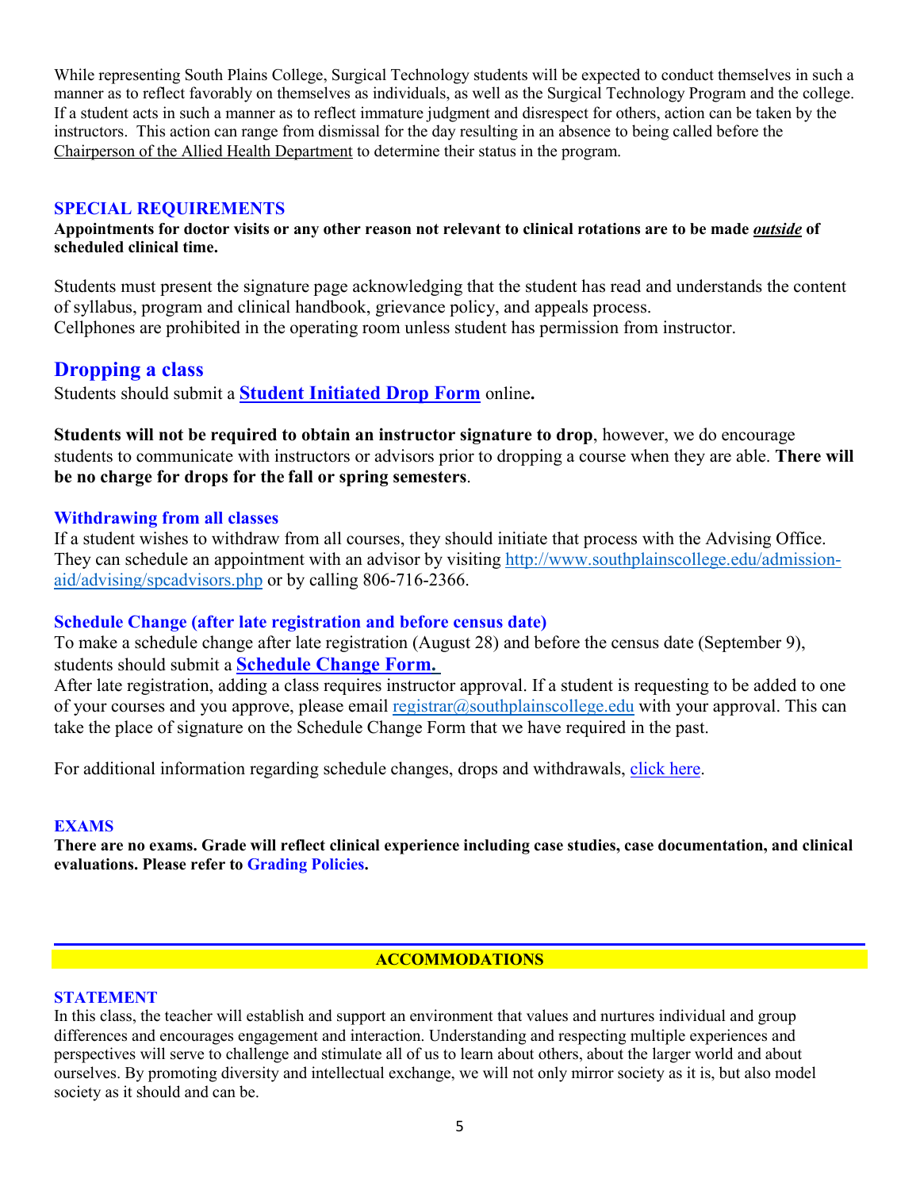While representing South Plains College, Surgical Technology students will be expected to conduct themselves in such a manner as to reflect favorably on themselves as individuals, as well as the Surgical Technology Program and the college. If a student acts in such a manner as to reflect immature judgment and disrespect for others, action can be taken by the instructors. This action can range from dismissal for the day resulting in an absence to being called before the Chairperson of the Allied Health Department to determine their status in the program.

### SPECIAL REQUIREMENTS

**Appointments for doctor visits or any other reason not relevant to clinical rotations are to be made *outside* of scheduled clinical time.**

Students must present the signature page acknowledging that the student has read and understands the content of syllabus, program and clinical handbook, grievance policy, and appeals process.
Cellphones are prohibited in the operating room unless student has permission from instructor.

## Dropping a class

Students should submit a **Student Initiated Drop Form** online**.**

**Students will not be required to obtain an instructor signature to drop**, however, we do encourage students to communicate with instructors or advisors prior to dropping a course when they are able. **There will be no charge for drops for the fall or spring semesters**.

### Withdrawing from all classes

If a student wishes to withdraw from all courses, they should initiate that process with the Advising Office. They can schedule an appointment with an advisor by visiting http://www.southplainscollege.edu/admission-aid/advising/spcadvisors.php or by calling 806-716-2366.

### Schedule Change (after late registration and before census date)

To make a schedule change after late registration (August 28) and before the census date (September 9), students should submit a **Schedule Change Form.**
After late registration, adding a class requires instructor approval. If a student is requesting to be added to one of your courses and you approve, please email registrar@southplainscollege.edu with your approval. This can take the place of signature on the Schedule Change Form that we have required in the past.

For additional information regarding schedule changes, drops and withdrawals, click here.

### EXAMS

**There are no exams. Grade will reflect clinical experience including case studies, case documentation, and clinical evaluations. Please refer to Grading Policies.**

## ACCOMMODATIONS

### STATEMENT

In this class, the teacher will establish and support an environment that values and nurtures individual and group differences and encourages engagement and interaction. Understanding and respecting multiple experiences and perspectives will serve to challenge and stimulate all of us to learn about others, about the larger world and about ourselves. By promoting diversity and intellectual exchange, we will not only mirror society as it is, but also model society as it should and can be.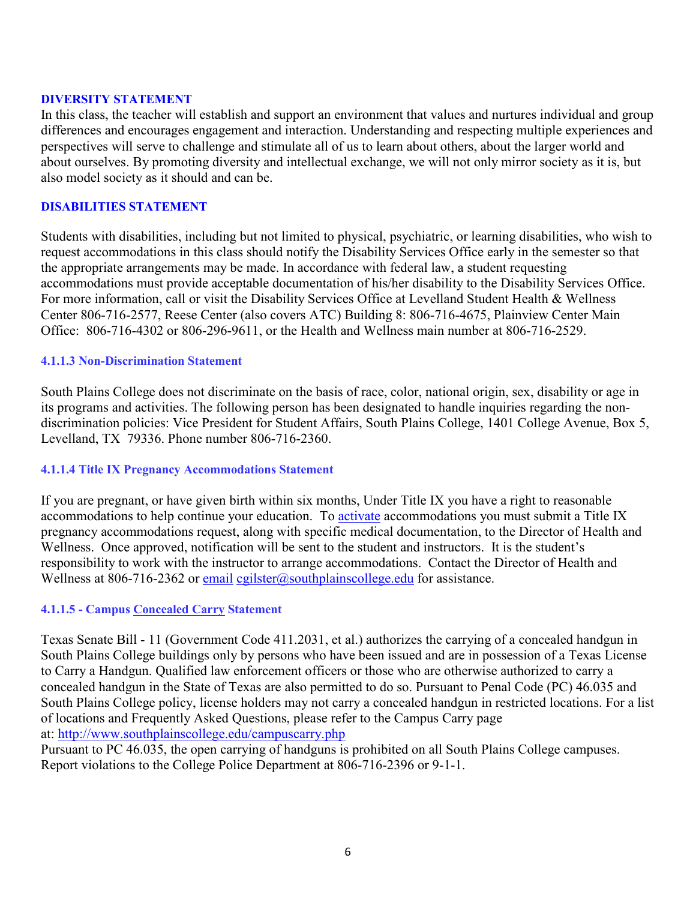### DIVERSITY STATEMENT

In this class, the teacher will establish and support an environment that values and nurtures individual and group differences and encourages engagement and interaction. Understanding and respecting multiple experiences and perspectives will serve to challenge and stimulate all of us to learn about others, about the larger world and about ourselves. By promoting diversity and intellectual exchange, we will not only mirror society as it is, but also model society as it should and can be.

### DISABILITIES STATEMENT

Students with disabilities, including but not limited to physical, psychiatric, or learning disabilities, who wish to request accommodations in this class should notify the Disability Services Office early in the semester so that the appropriate arrangements may be made. In accordance with federal law, a student requesting accommodations must provide acceptable documentation of his/her disability to the Disability Services Office. For more information, call or visit the Disability Services Office at Levelland Student Health & Wellness Center 806-716-2577, Reese Center (also covers ATC) Building 8: 806-716-4675, Plainview Center Main Office: 806-716-4302 or 806-296-9611, or the Health and Wellness main number at 806-716-2529.

### 4.1.1.3 Non-Discrimination Statement

South Plains College does not discriminate on the basis of race, color, national origin, sex, disability or age in its programs and activities. The following person has been designated to handle inquiries regarding the non-discrimination policies: Vice President for Student Affairs, South Plains College, 1401 College Avenue, Box 5, Levelland, TX 79336. Phone number 806-716-2360.

### 4.1.1.4 Title IX Pregnancy Accommodations Statement

If you are pregnant, or have given birth within six months, Under Title IX you have a right to reasonable accommodations to help continue your education. To activate accommodations you must submit a Title IX pregnancy accommodations request, along with specific medical documentation, to the Director of Health and Wellness. Once approved, notification will be sent to the student and instructors. It is the student's responsibility to work with the instructor to arrange accommodations. Contact the Director of Health and Wellness at 806-716-2362 or email cgilster@southplainscollege.edu for assistance.

### 4.1.1.5 - Campus Concealed Carry Statement

Texas Senate Bill - 11 (Government Code 411.2031, et al.) authorizes the carrying of a concealed handgun in South Plains College buildings only by persons who have been issued and are in possession of a Texas License to Carry a Handgun. Qualified law enforcement officers or those who are otherwise authorized to carry a concealed handgun in the State of Texas are also permitted to do so. Pursuant to Penal Code (PC) 46.035 and South Plains College policy, license holders may not carry a concealed handgun in restricted locations. For a list of locations and Frequently Asked Questions, please refer to the Campus Carry page at: http://www.southplainscollege.edu/campuscarry.php

Pursuant to PC 46.035, the open carrying of handguns is prohibited on all South Plains College campuses. Report violations to the College Police Department at 806-716-2396 or 9-1-1.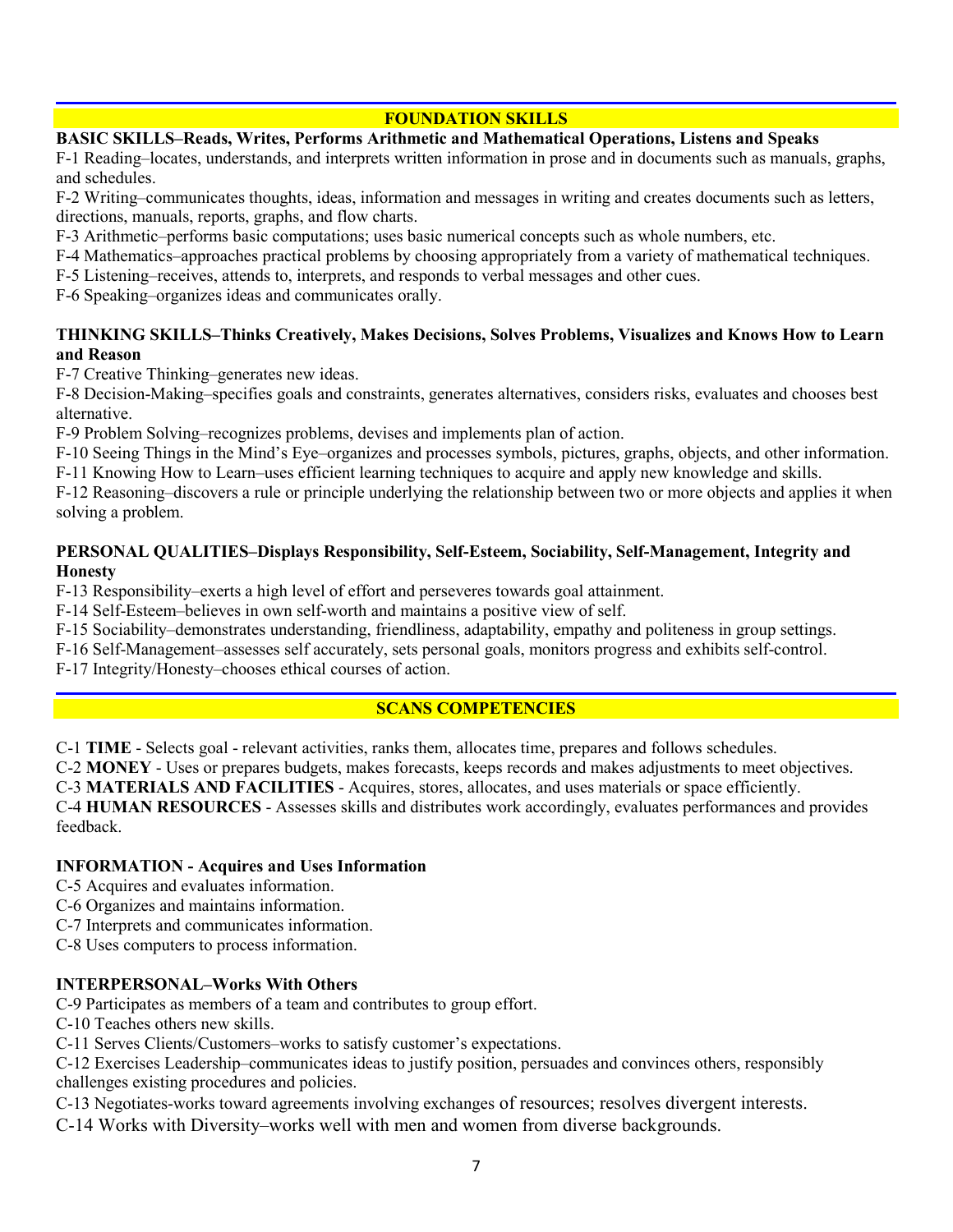## FOUNDATION SKILLS

**BASIC SKILLS–Reads, Writes, Performs Arithmetic and Mathematical Operations, Listens and Speaks**

F-1 Reading–locates, understands, and interprets written information in prose and in documents such as manuals, graphs, and schedules.

F-2 Writing–communicates thoughts, ideas, information and messages in writing and creates documents such as letters, directions, manuals, reports, graphs, and flow charts.

F-3 Arithmetic–performs basic computations; uses basic numerical concepts such as whole numbers, etc.

F-4 Mathematics–approaches practical problems by choosing appropriately from a variety of mathematical techniques.

F-5 Listening–receives, attends to, interprets, and responds to verbal messages and other cues.

F-6 Speaking–organizes ideas and communicates orally.

**THINKING SKILLS–Thinks Creatively, Makes Decisions, Solves Problems, Visualizes and Knows How to Learn and Reason**

F-7 Creative Thinking–generates new ideas.

F-8 Decision-Making–specifies goals and constraints, generates alternatives, considers risks, evaluates and chooses best alternative.

F-9 Problem Solving–recognizes problems, devises and implements plan of action.

F-10 Seeing Things in the Mind's Eye–organizes and processes symbols, pictures, graphs, objects, and other information.

F-11 Knowing How to Learn–uses efficient learning techniques to acquire and apply new knowledge and skills.

F-12 Reasoning–discovers a rule or principle underlying the relationship between two or more objects and applies it when solving a problem.

**PERSONAL QUALITIES–Displays Responsibility, Self-Esteem, Sociability, Self-Management, Integrity and Honesty**

F-13 Responsibility–exerts a high level of effort and perseveres towards goal attainment.

F-14 Self-Esteem–believes in own self-worth and maintains a positive view of self.

F-15 Sociability–demonstrates understanding, friendliness, adaptability, empathy and politeness in group settings.

F-16 Self-Management–assesses self accurately, sets personal goals, monitors progress and exhibits self-control.

F-17 Integrity/Honesty–chooses ethical courses of action.

## SCANS COMPETENCIES

C-1 **TIME** - Selects goal - relevant activities, ranks them, allocates time, prepares and follows schedules.

C-2 **MONEY** - Uses or prepares budgets, makes forecasts, keeps records and makes adjustments to meet objectives.

C-3 **MATERIALS AND FACILITIES** - Acquires, stores, allocates, and uses materials or space efficiently.

C-4 **HUMAN RESOURCES** - Assesses skills and distributes work accordingly, evaluates performances and provides feedback.

**INFORMATION - Acquires and Uses Information**

C-5 Acquires and evaluates information.

C-6 Organizes and maintains information.

C-7 Interprets and communicates information.

C-8 Uses computers to process information.

**INTERPERSONAL–Works With Others**

C-9 Participates as members of a team and contributes to group effort.

C-10 Teaches others new skills.

C-11 Serves Clients/Customers–works to satisfy customer's expectations.

C-12 Exercises Leadership–communicates ideas to justify position, persuades and convinces others, responsibly challenges existing procedures and policies.

C-13 Negotiates-works toward agreements involving exchanges of resources; resolves divergent interests.

C-14 Works with Diversity–works well with men and women from diverse backgrounds.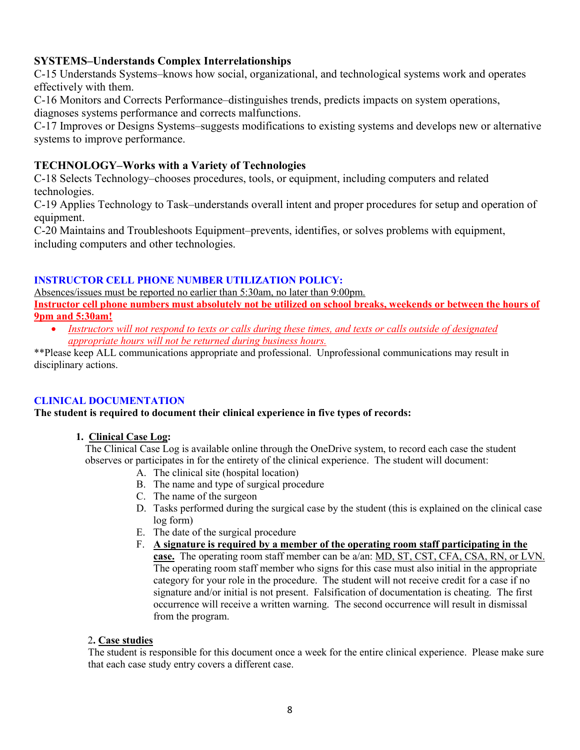### SYSTEMS–Understands Complex Interrelationships

C-15 Understands Systems–knows how social, organizational, and technological systems work and operates effectively with them.

C-16 Monitors and Corrects Performance–distinguishes trends, predicts impacts on system operations, diagnoses systems performance and corrects malfunctions.

C-17 Improves or Designs Systems–suggests modifications to existing systems and develops new or alternative systems to improve performance.

### TECHNOLOGY–Works with a Variety of Technologies

C-18 Selects Technology–chooses procedures, tools, or equipment, including computers and related technologies.

C-19 Applies Technology to Task–understands overall intent and proper procedures for setup and operation of equipment.

C-20 Maintains and Troubleshoots Equipment–prevents, identifies, or solves problems with equipment, including computers and other technologies.

### INSTRUCTOR CELL PHONE NUMBER UTILIZATION POLICY:

Absences/issues must be reported no earlier than 5:30am, no later than 9:00pm.

**Instructor cell phone numbers must absolutely not be utilized on school breaks, weekends or between the hours of 9pm and 5:30am!**

- *Instructors will not respond to texts or calls during these times, and texts or calls outside of designated appropriate hours will not be returned during business hours.*

**Please keep ALL communications appropriate and professional. Unprofessional communications may result in disciplinary actions.

### CLINICAL DOCUMENTATION

**The student is required to document their clinical experience in five types of records:**

1. **Clinical Case Log:**
   The Clinical Case Log is available online through the OneDrive system, to record each case the student observes or participates in for the entirety of the clinical experience. The student will document:
   A. The clinical site (hospital location)
   B. The name and type of surgical procedure
   C. The name of the surgeon
   D. Tasks performed during the surgical case by the student (this is explained on the clinical case log form)
   E. The date of the surgical procedure
   F. **A signature is required by a member of the operating room staff participating in the case.** The operating room staff member can be a/an: MD, ST, CST, CFA, CSA, RN, or LVN. The operating room staff member who signs for this case must also initial in the appropriate category for your role in the procedure. The student will not receive credit for a case if no signature and/or initial is not present. Falsification of documentation is cheating. The first occurrence will receive a written warning. The second occurrence will result in dismissal from the program.

2. **Case studies**
   The student is responsible for this document once a week for the entire clinical experience. Please make sure that each case study entry covers a different case.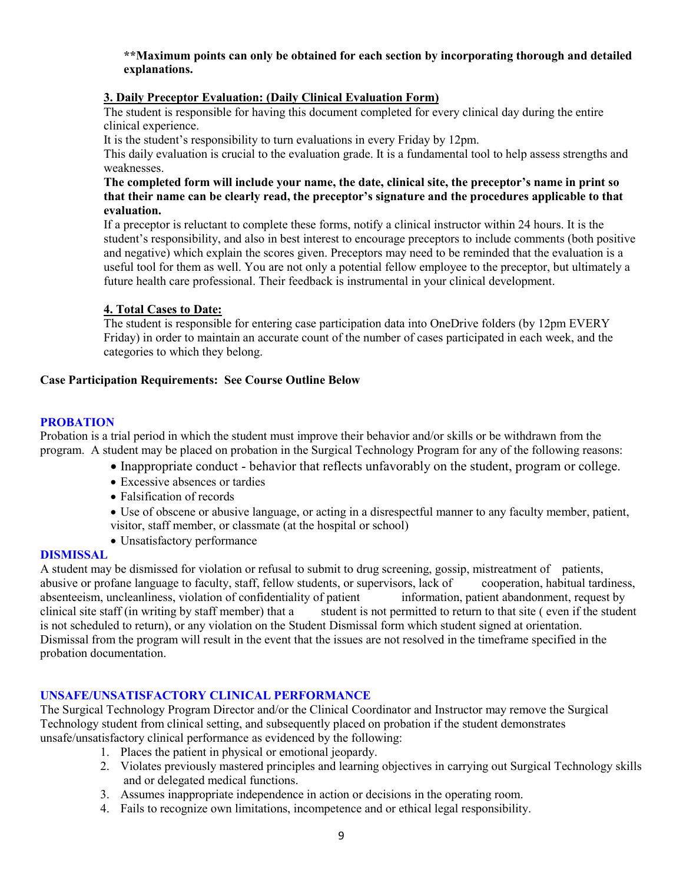**Maximum points can only be obtained for each section by incorporating thorough and detailed explanations.**

### 3. Daily Preceptor Evaluation: (Daily Clinical Evaluation Form)

The student is responsible for having this document completed for every clinical day during the entire clinical experience.

It is the student's responsibility to turn evaluations in every Friday by 12pm.

This daily evaluation is crucial to the evaluation grade. It is a fundamental tool to help assess strengths and weaknesses.

**The completed form will include your name, the date, clinical site, the preceptor's name in print so that their name can be clearly read, the preceptor's signature and the procedures applicable to that evaluation.**

If a preceptor is reluctant to complete these forms, notify a clinical instructor within 24 hours. It is the student's responsibility, and also in best interest to encourage preceptors to include comments (both positive and negative) which explain the scores given. Preceptors may need to be reminded that the evaluation is a useful tool for them as well. You are not only a potential fellow employee to the preceptor, but ultimately a future health care professional. Their feedback is instrumental in your clinical development.

### 4. Total Cases to Date:

The student is responsible for entering case participation data into OneDrive folders (by 12pm EVERY Friday) in order to maintain an accurate count of the number of cases participated in each week, and the categories to which they belong.

**Case Participation Requirements: See Course Outline Below**

## PROBATION

Probation is a trial period in which the student must improve their behavior and/or skills or be withdrawn from the program. A student may be placed on probation in the Surgical Technology Program for any of the following reasons:

- Inappropriate conduct - behavior that reflects unfavorably on the student, program or college.
- Excessive absences or tardies
- Falsification of records
- Use of obscene or abusive language, or acting in a disrespectful manner to any faculty member, patient, visitor, staff member, or classmate (at the hospital or school)
- Unsatisfactory performance

## DISMISSAL

A student may be dismissed for violation or refusal to submit to drug screening, gossip, mistreatment of patients, abusive or profane language to faculty, staff, fellow students, or supervisors, lack of cooperation, habitual tardiness, absenteeism, uncleanliness, violation of confidentiality of patient information, patient abandonment, request by clinical site staff (in writing by staff member) that a student is not permitted to return to that site ( even if the student is not scheduled to return), or any violation on the Student Dismissal form which student signed at orientation. Dismissal from the program will result in the event that the issues are not resolved in the timeframe specified in the probation documentation.

## UNSAFE/UNSATISFACTORY CLINICAL PERFORMANCE

The Surgical Technology Program Director and/or the Clinical Coordinator and Instructor may remove the Surgical Technology student from clinical setting, and subsequently placed on probation if the student demonstrates unsafe/unsatisfactory clinical performance as evidenced by the following:

1. Places the patient in physical or emotional jeopardy.
2. Violates previously mastered principles and learning objectives in carrying out Surgical Technology skills and or delegated medical functions.
3. Assumes inappropriate independence in action or decisions in the operating room.
4. Fails to recognize own limitations, incompetence and or ethical legal responsibility.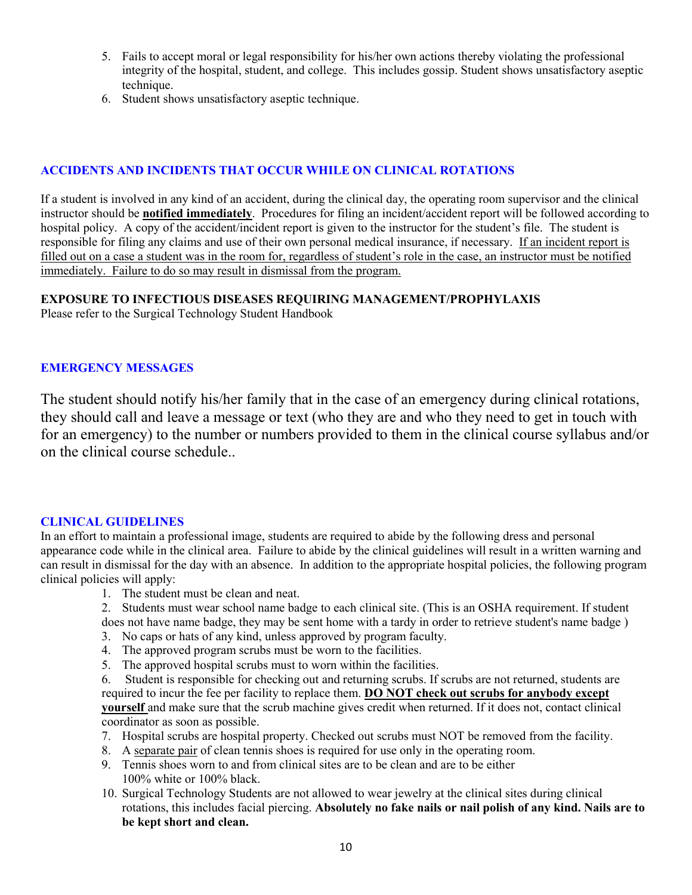5. Fails to accept moral or legal responsibility for his/her own actions thereby violating the professional integrity of the hospital, student, and college. This includes gossip. Student shows unsatisfactory aseptic technique.
6. Student shows unsatisfactory aseptic technique.

## ACCIDENTS AND INCIDENTS THAT OCCUR WHILE ON CLINICAL ROTATIONS

If a student is involved in any kind of an accident, during the clinical day, the operating room supervisor and the clinical instructor should be **notified immediately**. Procedures for filing an incident/accident report will be followed according to hospital policy. A copy of the accident/incident report is given to the instructor for the student's file. The student is responsible for filing any claims and use of their own personal medical insurance, if necessary. If an incident report is filled out on a case a student was in the room for, regardless of student's role in the case, an instructor must be notified immediately. Failure to do so may result in dismissal from the program.

**EXPOSURE TO INFECTIOUS DISEASES REQUIRING MANAGEMENT/PROPHYLAXIS**

Please refer to the Surgical Technology Student Handbook

## EMERGENCY MESSAGES

The student should notify his/her family that in the case of an emergency during clinical rotations, they should call and leave a message or text (who they are and who they need to get in touch with for an emergency) to the number or numbers provided to them in the clinical course syllabus and/or on the clinical course schedule..

## CLINICAL GUIDELINES

In an effort to maintain a professional image, students are required to abide by the following dress and personal appearance code while in the clinical area. Failure to abide by the clinical guidelines will result in a written warning and can result in dismissal for the day with an absence. In addition to the appropriate hospital policies, the following program clinical policies will apply:

1. The student must be clean and neat.
2. Students must wear school name badge to each clinical site. (This is an OSHA requirement. If student does not have name badge, they may be sent home with a tardy in order to retrieve student's name badge )
3. No caps or hats of any kind, unless approved by program faculty.
4. The approved program scrubs must be worn to the facilities.
5. The approved hospital scrubs must to worn within the facilities.
6. Student is responsible for checking out and returning scrubs. If scrubs are not returned, students are required to incur the fee per facility to replace them. **DO NOT check out scrubs for anybody except yourself** and make sure that the scrub machine gives credit when returned. If it does not, contact clinical coordinator as soon as possible.
7. Hospital scrubs are hospital property. Checked out scrubs must NOT be removed from the facility.
8. A separate pair of clean tennis shoes is required for use only in the operating room.
9. Tennis shoes worn to and from clinical sites are to be clean and are to be either 100% white or 100% black.
10. Surgical Technology Students are not allowed to wear jewelry at the clinical sites during clinical rotations, this includes facial piercing. **Absolutely no fake nails or nail polish of any kind. Nails are to be kept short and clean.**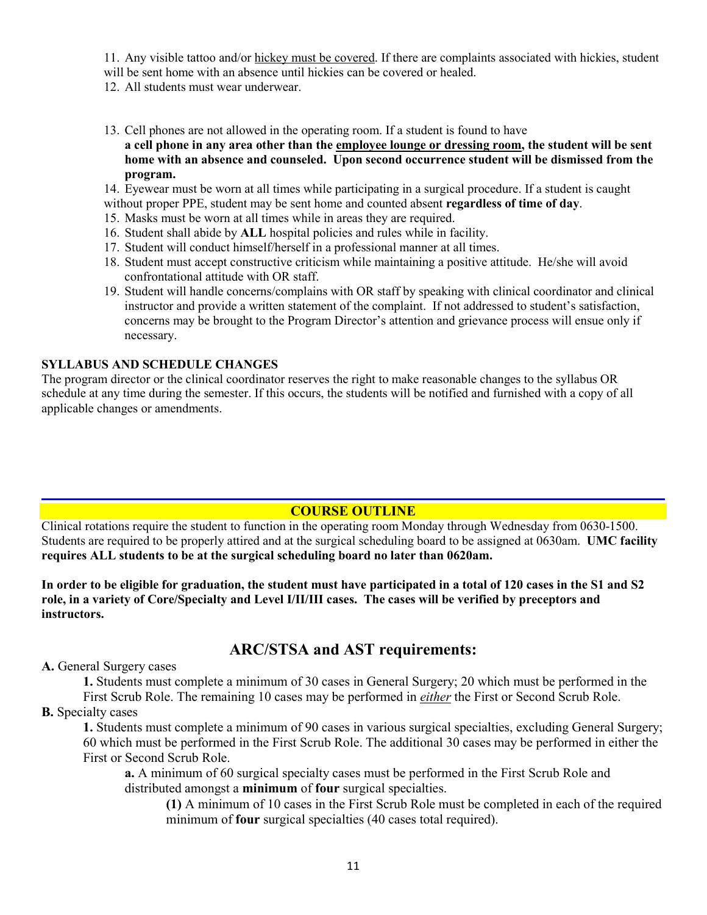11. Any visible tattoo and/or hickey must be covered. If there are complaints associated with hickies, student will be sent home with an absence until hickies can be covered or healed.
12. All students must wear underwear.

13. Cell phones are not allowed in the operating room. If a student is found to have **a cell phone in any area other than the employee lounge or dressing room, the student will be sent home with an absence and counseled. Upon second occurrence student will be dismissed from the program.**
14. Eyewear must be worn at all times while participating in a surgical procedure. If a student is caught without proper PPE, student may be sent home and counted absent **regardless of time of day**.
15. Masks must be worn at all times while in areas they are required.
16. Student shall abide by **ALL** hospital policies and rules while in facility.
17. Student will conduct himself/herself in a professional manner at all times.
18. Student must accept constructive criticism while maintaining a positive attitude. He/she will avoid confrontational attitude with OR staff.
19. Student will handle concerns/complains with OR staff by speaking with clinical coordinator and clinical instructor and provide a written statement of the complaint. If not addressed to student's satisfaction, concerns may be brought to the Program Director's attention and grievance process will ensue only if necessary.

**SYLLABUS AND SCHEDULE CHANGES**

The program director or the clinical coordinator reserves the right to make reasonable changes to the syllabus OR schedule at any time during the semester. If this occurs, the students will be notified and furnished with a copy of all applicable changes or amendments.

## COURSE OUTLINE

Clinical rotations require the student to function in the operating room Monday through Wednesday from 0630-1500. Students are required to be properly attired and at the surgical scheduling board to be assigned at 0630am. **UMC facility requires ALL students to be at the surgical scheduling board no later than 0620am.**

**In order to be eligible for graduation, the student must have participated in a total of 120 cases in the S1 and S2 role, in a variety of Core/Specialty and Level I/II/III cases. The cases will be verified by preceptors and instructors.**

## ARC/STSA and AST requirements:

**A.** General Surgery cases

**1.** Students must complete a minimum of 30 cases in General Surgery; 20 which must be performed in the First Scrub Role. The remaining 10 cases may be performed in ***either*** the First or Second Scrub Role.

**B.** Specialty cases

**1.** Students must complete a minimum of 90 cases in various surgical specialties, excluding General Surgery; 60 which must be performed in the First Scrub Role. The additional 30 cases may be performed in either the First or Second Scrub Role.

**a.** A minimum of 60 surgical specialty cases must be performed in the First Scrub Role and distributed amongst a **minimum** of **four** surgical specialties.

**(1)** A minimum of 10 cases in the First Scrub Role must be completed in each of the required minimum of **four** surgical specialties (40 cases total required).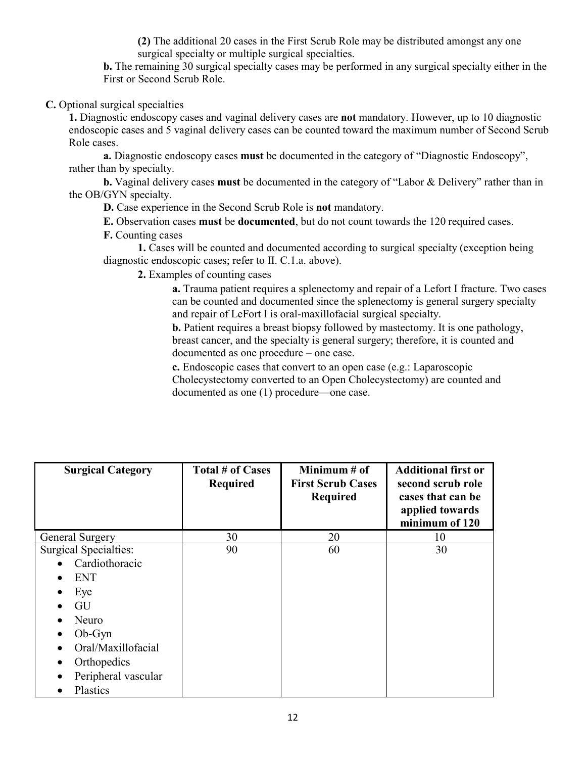(2) The additional 20 cases in the First Scrub Role may be distributed amongst any one surgical specialty or multiple surgical specialties.

**b.** The remaining 30 surgical specialty cases may be performed in any surgical specialty either in the First or Second Scrub Role.

**C.** Optional surgical specialties

**1.** Diagnostic endoscopy cases and vaginal delivery cases are **not** mandatory. However, up to 10 diagnostic endoscopic cases and 5 vaginal delivery cases can be counted toward the maximum number of Second Scrub Role cases.

**a.** Diagnostic endoscopy cases **must** be documented in the category of "Diagnostic Endoscopy", rather than by specialty.

**b.** Vaginal delivery cases **must** be documented in the category of "Labor & Delivery" rather than in the OB/GYN specialty.

**D.** Case experience in the Second Scrub Role is **not** mandatory.

**E.** Observation cases **must** be **documented**, but do not count towards the 120 required cases.

**F.** Counting cases

**1.** Cases will be counted and documented according to surgical specialty (exception being diagnostic endoscopic cases; refer to II. C.1.a. above).

**2.** Examples of counting cases

**a.** Trauma patient requires a splenectomy and repair of a Lefort I fracture. Two cases can be counted and documented since the splenectomy is general surgery specialty and repair of LeFort I is oral-maxillofacial surgical specialty.

**b.** Patient requires a breast biopsy followed by mastectomy. It is one pathology, breast cancer, and the specialty is general surgery; therefore, it is counted and documented as one procedure – one case.

**c.** Endoscopic cases that convert to an open case (e.g.: Laparoscopic Cholecystectomy converted to an Open Cholecystectomy) are counted and documented as one (1) procedure—one case.

| Surgical Category | Total # of Cases Required | Minimum # of First Scrub Cases Required | Additional first or second scrub role cases that can be applied towards minimum of 120 |
|---|---|---|---|
| General Surgery | 30 | 20 | 10 |
| Surgical Specialties:<br>• Cardiothoracic<br>• ENT<br>• Eye<br>• GU<br>• Neuro<br>• Ob-Gyn<br>• Oral/Maxillofacial<br>• Orthopedics<br>• Peripheral vascular<br>• Plastics | 90 | 60 | 30 |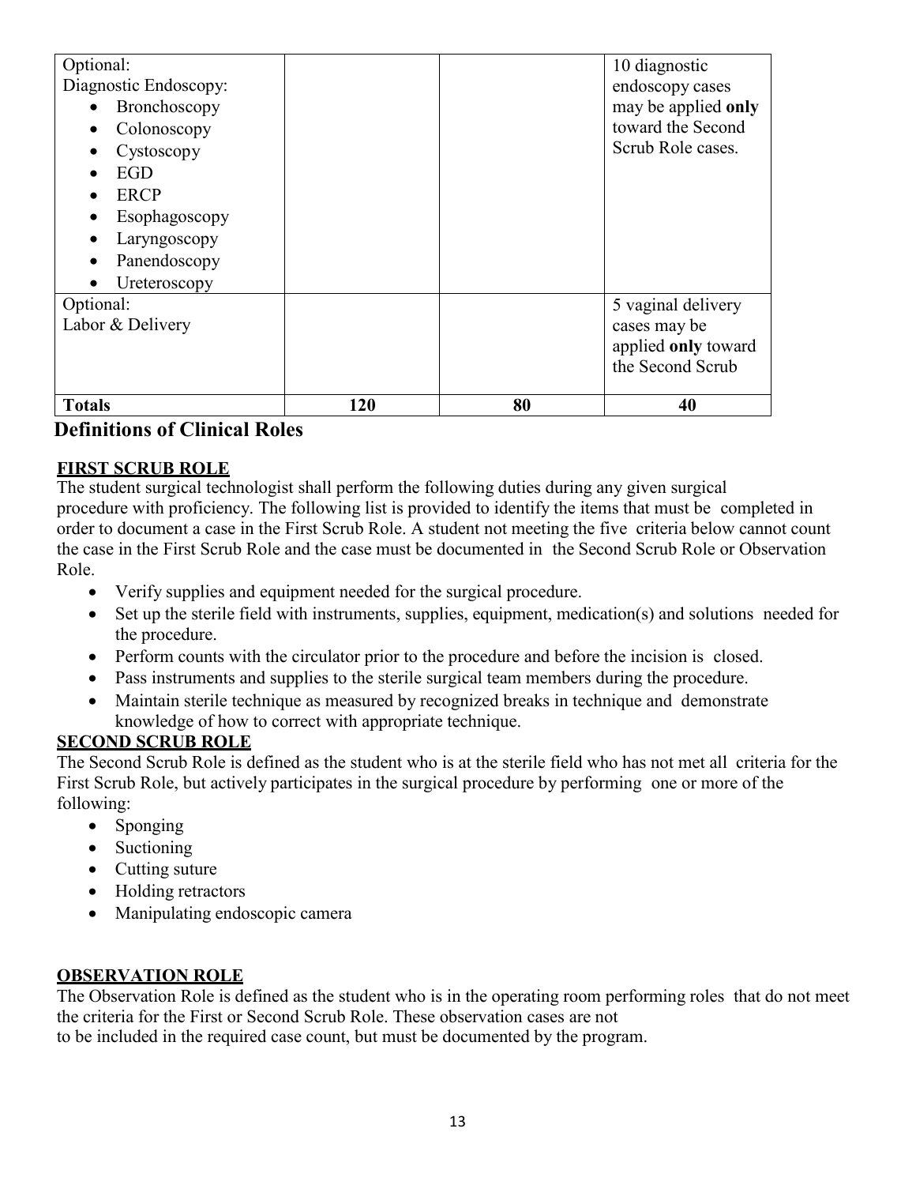| Optional:<br>Diagnostic Endoscopy:<br>• Bronchoscopy<br>• Colonoscopy<br>• Cystoscopy<br>• EGD<br>• ERCP<br>• Esophagoscopy<br>• Laryngoscopy<br>• Panendoscopy<br>• Ureteroscopy | | | 10 diagnostic endoscopy cases may be applied **only** toward the Second Scrub Role cases. |
|---|---|---|---|
| Optional:<br>Labor & Delivery | | | 5 vaginal delivery cases may be applied **only** toward the Second Scrub |
| **Totals** | **120** | **80** | **40** |

## Definitions of Clinical Roles

### FIRST SCRUB ROLE

The student surgical technologist shall perform the following duties during any given surgical procedure with proficiency. The following list is provided to identify the items that must be completed in order to document a case in the First Scrub Role. A student not meeting the five criteria below cannot count the case in the First Scrub Role and the case must be documented in the Second Scrub Role or Observation Role.

- Verify supplies and equipment needed for the surgical procedure.
- Set up the sterile field with instruments, supplies, equipment, medication(s) and solutions needed for the procedure.
- Perform counts with the circulator prior to the procedure and before the incision is closed.
- Pass instruments and supplies to the sterile surgical team members during the procedure.
- Maintain sterile technique as measured by recognized breaks in technique and demonstrate knowledge of how to correct with appropriate technique.

### SECOND SCRUB ROLE

The Second Scrub Role is defined as the student who is at the sterile field who has not met all criteria for the First Scrub Role, but actively participates in the surgical procedure by performing one or more of the following:

- Sponging
- Suctioning
- Cutting suture
- Holding retractors
- Manipulating endoscopic camera

### OBSERVATION ROLE

The Observation Role is defined as the student who is in the operating room performing roles that do not meet the criteria for the First or Second Scrub Role. These observation cases are not to be included in the required case count, but must be documented by the program.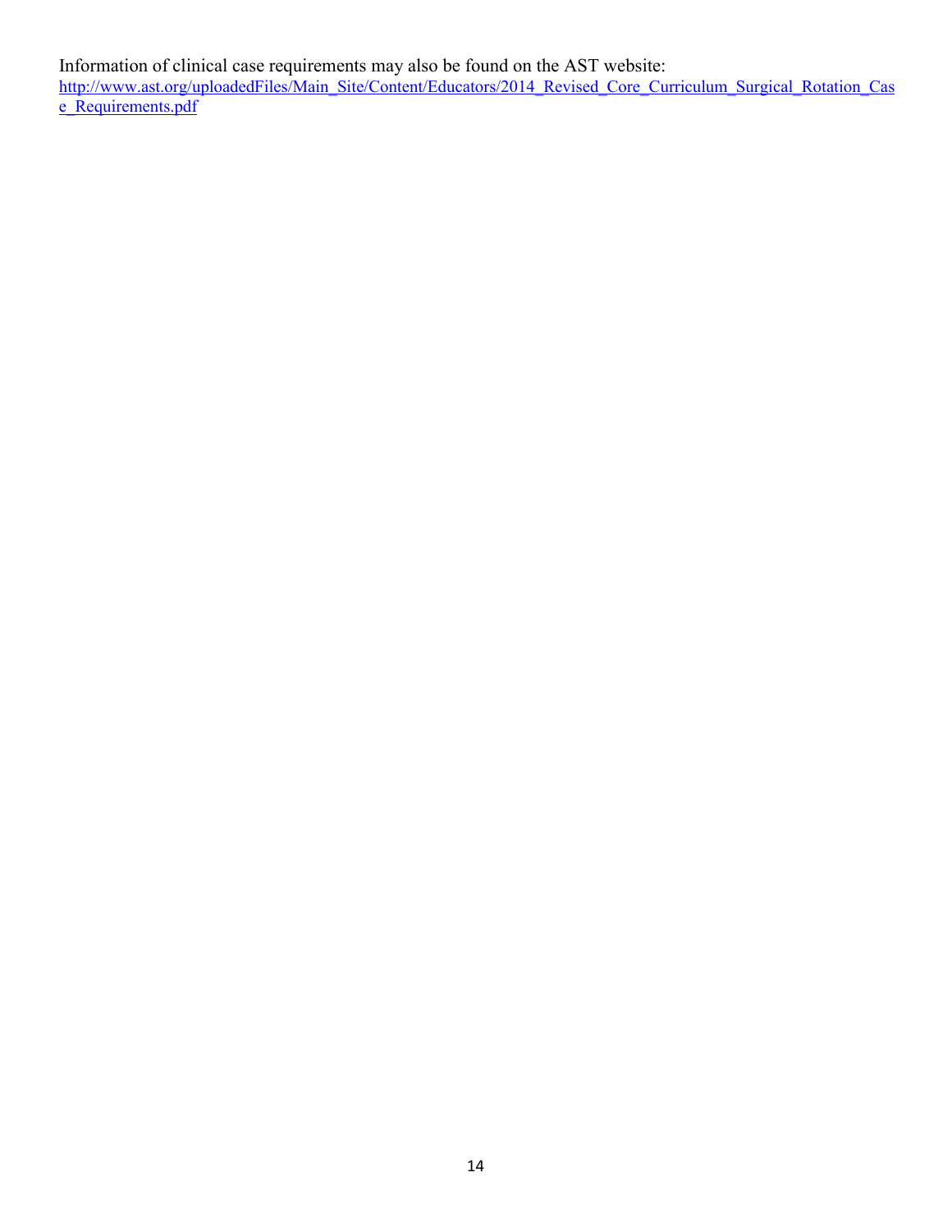Information of clinical case requirements may also be found on the AST website:
[http://www.ast.org/uploadedFiles/Main_Site/Content/Educators/2014_Revised_Core_Curriculum_Surgical_Rotation_Case_Requirements.pdf](http://www.ast.org/uploadedFiles/Main_Site/Content/Educators/2014_Revised_Core_Curriculum_Surgical_Rotation_Case_Requirements.pdf)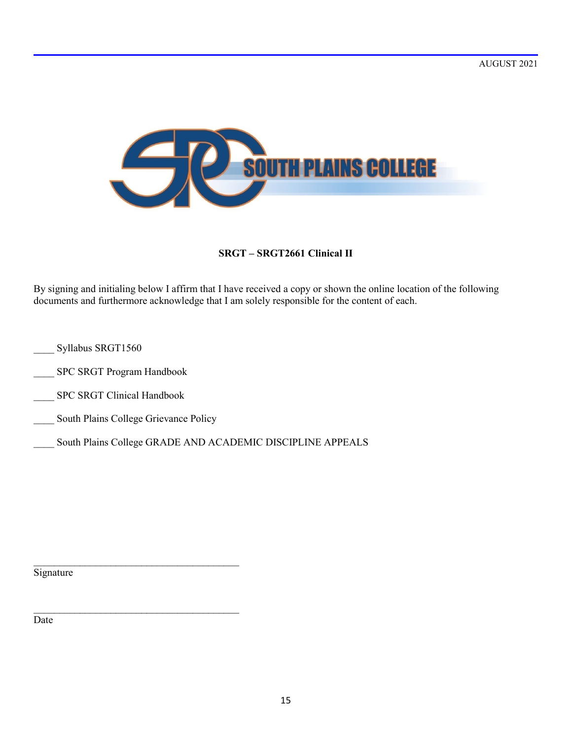**SRGT – SRGT2661 Clinical II**

By signing and initialing below I affirm that I have received a copy or shown the online location of the following documents and furthermore acknowledge that I am solely responsible for the content of each.

____ Syllabus SRGT1560

____ SPC SRGT Program Handbook

____ SPC SRGT Clinical Handbook

____ South Plains College Grievance Policy

____ South Plains College GRADE AND ACADEMIC DISCIPLINE APPEALS

________________________________________
Signature

________________________________________
Date